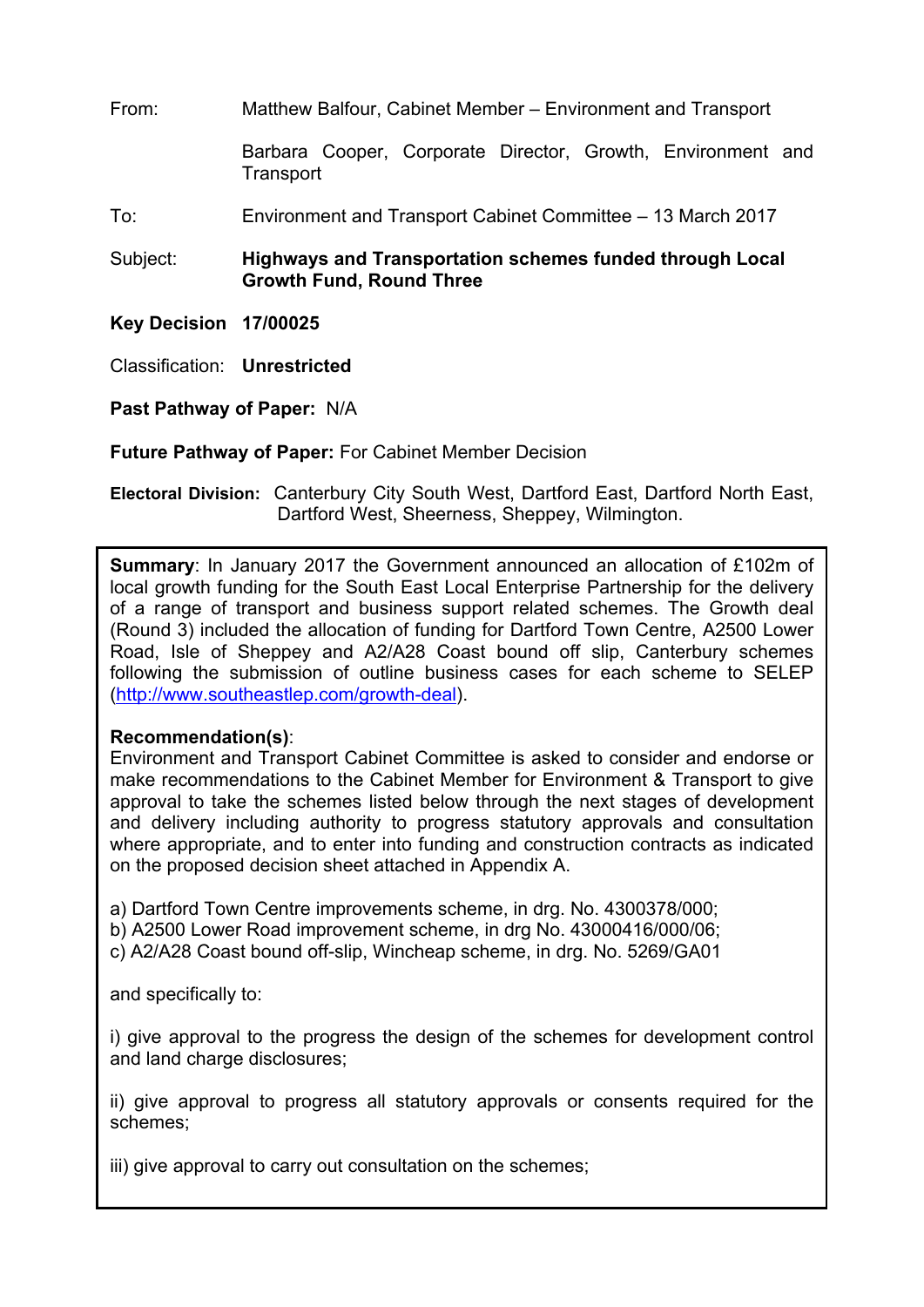From: Matthew Balfour, Cabinet Member – Environment and Transport

Barbara Cooper, Corporate Director, Growth, Environment and Transport

To: Environment and Transport Cabinet Committee – 13 March 2017

Subject: **Highways and Transportation schemes funded through Local Growth Fund, Round Three**

**Key Decision 17/00025**

Classification: **Unrestricted**

**Past Pathway of Paper:** N/A

**Future Pathway of Paper:** For Cabinet Member Decision

**Electoral Division:** Canterbury City South West, Dartford East, Dartford North East, Dartford West, Sheerness, Sheppey, Wilmington.

**Summary**: In January 2017 the Government announced an allocation of £102m of local growth funding for the South East Local Enterprise Partnership for the delivery of a range of transport and business support related schemes. The Growth deal (Round 3) included the allocation of funding for Dartford Town Centre, A2500 Lower Road, Isle of Sheppey and A2/A28 Coast bound off slip, Canterbury schemes following the submission of outline business cases for each scheme to SELEP (http://www.southeastlep.com/growth-deal).

**Recommendation(s)**:
Environment and Transport Cabinet Committee is asked to consider and endorse or make recommendations to the Cabinet Member for Environment & Transport to give approval to take the schemes listed below through the next stages of development and delivery including authority to progress statutory approvals and consultation where appropriate, and to enter into funding and construction contracts as indicated on the proposed decision sheet attached in Appendix A.

a) Dartford Town Centre improvements scheme, in drg. No. 4300378/000;
b) A2500 Lower Road improvement scheme, in drg No. 43000416/000/06;
c) A2/A28 Coast bound off-slip, Wincheap scheme, in drg. No. 5269/GA01

and specifically to:

i) give approval to the progress the design of the schemes for development control and land charge disclosures;

ii) give approval to progress all statutory approvals or consents required for the schemes;

iii) give approval to carry out consultation on the schemes;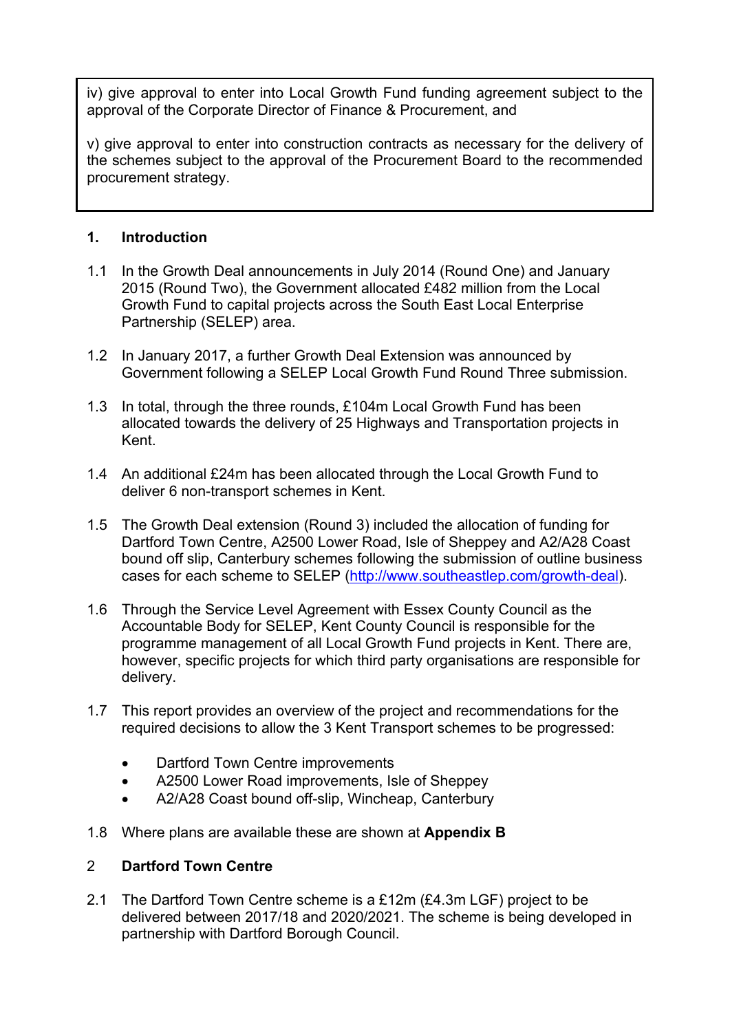iv) give approval to enter into Local Growth Fund funding agreement subject to the approval of the Corporate Director of Finance & Procurement, and

v) give approval to enter into construction contracts as necessary for the delivery of the schemes subject to the approval of the Procurement Board to the recommended procurement strategy.

## 1. Introduction

1.1 In the Growth Deal announcements in July 2014 (Round One) and January 2015 (Round Two), the Government allocated £482 million from the Local Growth Fund to capital projects across the South East Local Enterprise Partnership (SELEP) area.

1.2 In January 2017, a further Growth Deal Extension was announced by Government following a SELEP Local Growth Fund Round Three submission.

1.3 In total, through the three rounds, £104m Local Growth Fund has been allocated towards the delivery of 25 Highways and Transportation projects in Kent.

1.4 An additional £24m has been allocated through the Local Growth Fund to deliver 6 non-transport schemes in Kent.

1.5 The Growth Deal extension (Round 3) included the allocation of funding for Dartford Town Centre, A2500 Lower Road, Isle of Sheppey and A2/A28 Coast bound off slip, Canterbury schemes following the submission of outline business cases for each scheme to SELEP (http://www.southeastlep.com/growth-deal).

1.6 Through the Service Level Agreement with Essex County Council as the Accountable Body for SELEP, Kent County Council is responsible for the programme management of all Local Growth Fund projects in Kent. There are, however, specific projects for which third party organisations are responsible for delivery.

1.7 This report provides an overview of the project and recommendations for the required decisions to allow the 3 Kent Transport schemes to be progressed:

- Dartford Town Centre improvements
- A2500 Lower Road improvements, Isle of Sheppey
- A2/A28 Coast bound off-slip, Wincheap, Canterbury

1.8 Where plans are available these are shown at **Appendix B**

## 2 Dartford Town Centre

2.1 The Dartford Town Centre scheme is a £12m (£4.3m LGF) project to be delivered between 2017/18 and 2020/2021. The scheme is being developed in partnership with Dartford Borough Council.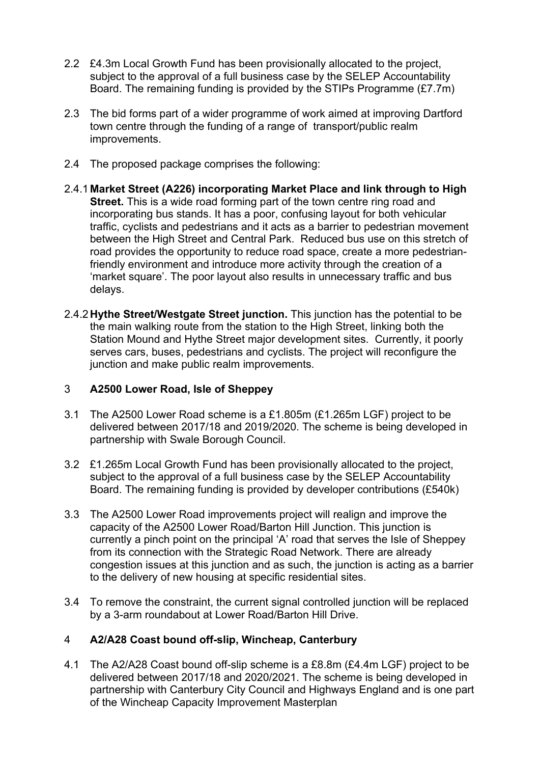2.2 £4.3m Local Growth Fund has been provisionally allocated to the project, subject to the approval of a full business case by the SELEP Accountability Board. The remaining funding is provided by the STIPs Programme (£7.7m)

2.3 The bid forms part of a wider programme of work aimed at improving Dartford town centre through the funding of a range of transport/public realm improvements.

2.4 The proposed package comprises the following:

2.4.1 **Market Street (A226) incorporating Market Place and link through to High Street.** This is a wide road forming part of the town centre ring road and incorporating bus stands. It has a poor, confusing layout for both vehicular traffic, cyclists and pedestrians and it acts as a barrier to pedestrian movement between the High Street and Central Park. Reduced bus use on this stretch of road provides the opportunity to reduce road space, create a more pedestrian-friendly environment and introduce more activity through the creation of a 'market square'. The poor layout also results in unnecessary traffic and bus delays.

2.4.2 **Hythe Street/Westgate Street junction.** This junction has the potential to be the main walking route from the station to the High Street, linking both the Station Mound and Hythe Street major development sites. Currently, it poorly serves cars, buses, pedestrians and cyclists. The project will reconfigure the junction and make public realm improvements.

## 3 A2500 Lower Road, Isle of Sheppey

3.1 The A2500 Lower Road scheme is a £1.805m (£1.265m LGF) project to be delivered between 2017/18 and 2019/2020. The scheme is being developed in partnership with Swale Borough Council.

3.2 £1.265m Local Growth Fund has been provisionally allocated to the project, subject to the approval of a full business case by the SELEP Accountability Board. The remaining funding is provided by developer contributions (£540k)

3.3 The A2500 Lower Road improvements project will realign and improve the capacity of the A2500 Lower Road/Barton Hill Junction. This junction is currently a pinch point on the principal 'A' road that serves the Isle of Sheppey from its connection with the Strategic Road Network. There are already congestion issues at this junction and as such, the junction is acting as a barrier to the delivery of new housing at specific residential sites.

3.4 To remove the constraint, the current signal controlled junction will be replaced by a 3-arm roundabout at Lower Road/Barton Hill Drive.

## 4 A2/A28 Coast bound off-slip, Wincheap, Canterbury

4.1 The A2/A28 Coast bound off-slip scheme is a £8.8m (£4.4m LGF) project to be delivered between 2017/18 and 2020/2021. The scheme is being developed in partnership with Canterbury City Council and Highways England and is one part of the Wincheap Capacity Improvement Masterplan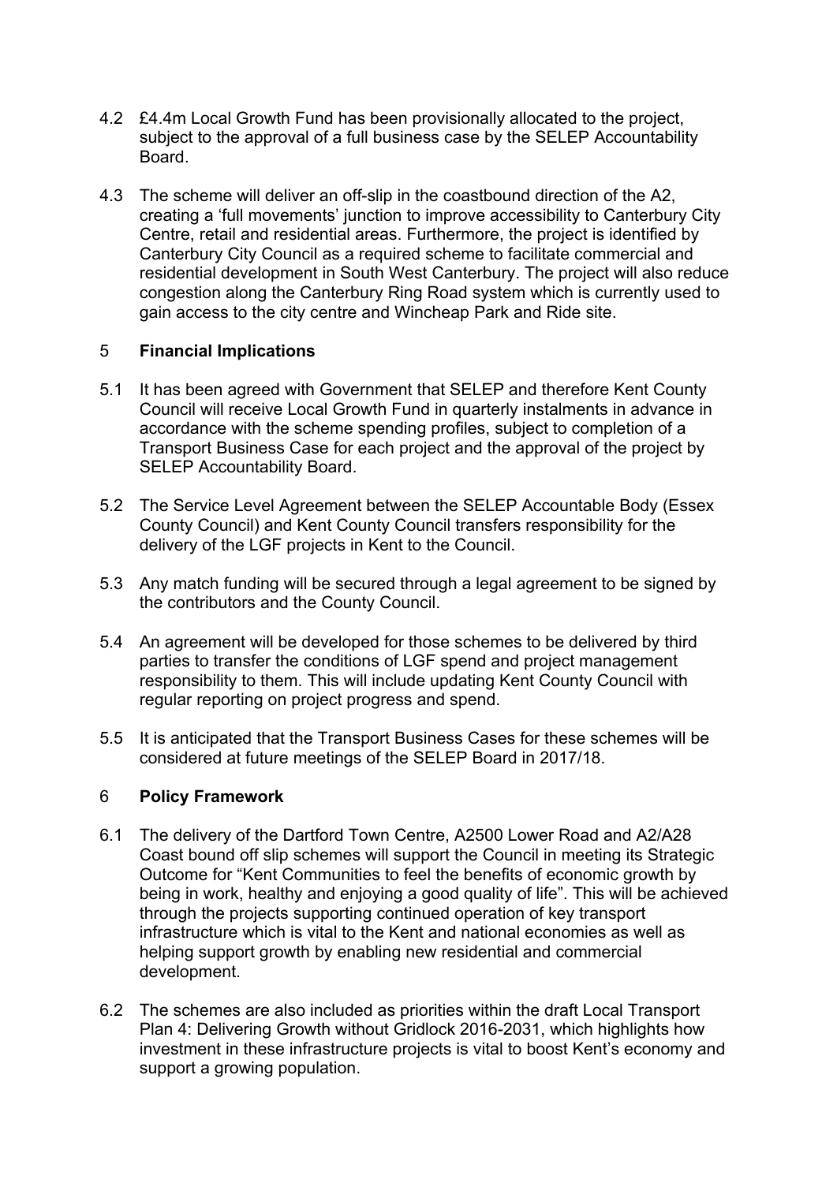4.2 £4.4m Local Growth Fund has been provisionally allocated to the project, subject to the approval of a full business case by the SELEP Accountability Board.

4.3 The scheme will deliver an off-slip in the coastbound direction of the A2, creating a 'full movements' junction to improve accessibility to Canterbury City Centre, retail and residential areas. Furthermore, the project is identified by Canterbury City Council as a required scheme to facilitate commercial and residential development in South West Canterbury. The project will also reduce congestion along the Canterbury Ring Road system which is currently used to gain access to the city centre and Wincheap Park and Ride site.

## 5 Financial Implications

5.1 It has been agreed with Government that SELEP and therefore Kent County Council will receive Local Growth Fund in quarterly instalments in advance in accordance with the scheme spending profiles, subject to completion of a Transport Business Case for each project and the approval of the project by SELEP Accountability Board.

5.2 The Service Level Agreement between the SELEP Accountable Body (Essex County Council) and Kent County Council transfers responsibility for the delivery of the LGF projects in Kent to the Council.

5.3 Any match funding will be secured through a legal agreement to be signed by the contributors and the County Council.

5.4 An agreement will be developed for those schemes to be delivered by third parties to transfer the conditions of LGF spend and project management responsibility to them. This will include updating Kent County Council with regular reporting on project progress and spend.

5.5 It is anticipated that the Transport Business Cases for these schemes will be considered at future meetings of the SELEP Board in 2017/18.

## 6 Policy Framework

6.1 The delivery of the Dartford Town Centre, A2500 Lower Road and A2/A28 Coast bound off slip schemes will support the Council in meeting its Strategic Outcome for "Kent Communities to feel the benefits of economic growth by being in work, healthy and enjoying a good quality of life". This will be achieved through the projects supporting continued operation of key transport infrastructure which is vital to the Kent and national economies as well as helping support growth by enabling new residential and commercial development.

6.2 The schemes are also included as priorities within the draft Local Transport Plan 4: Delivering Growth without Gridlock 2016-2031, which highlights how investment in these infrastructure projects is vital to boost Kent's economy and support a growing population.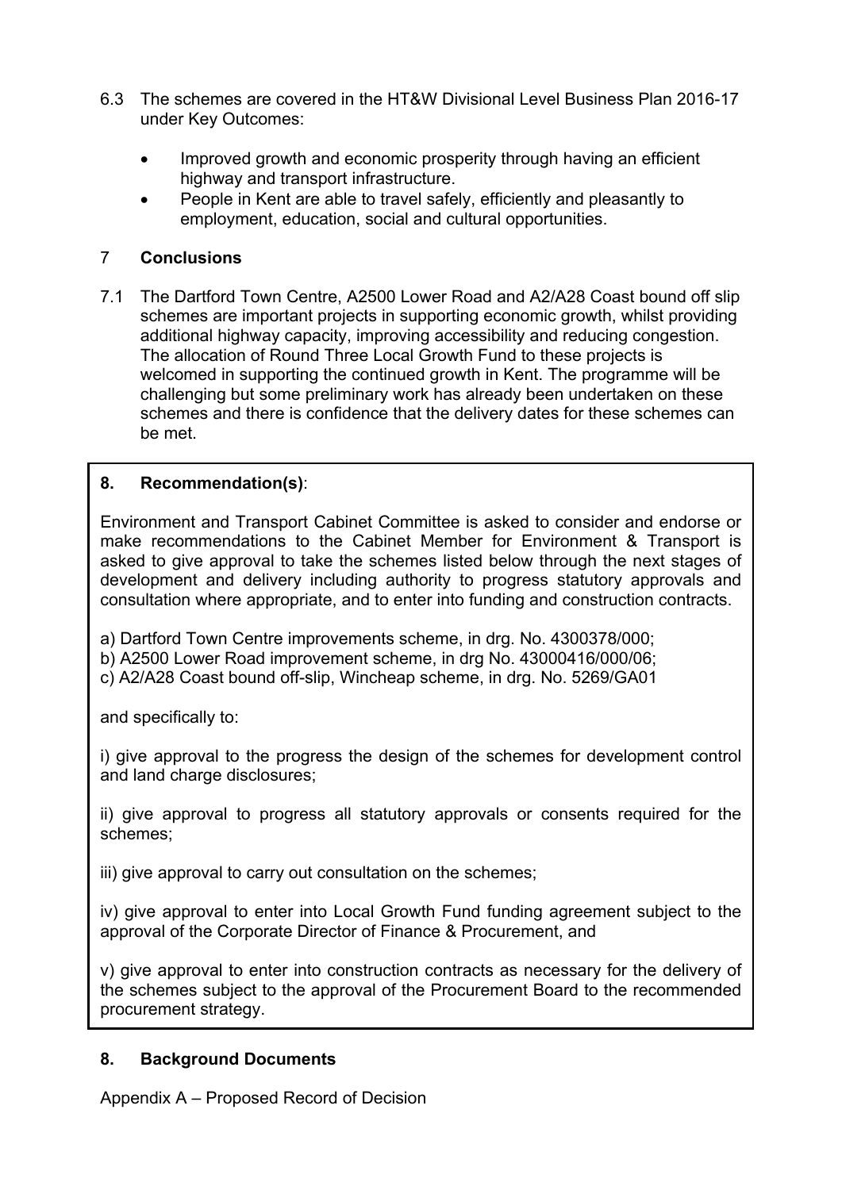6.3 The schemes are covered in the HT&W Divisional Level Business Plan 2016-17 under Key Outcomes:

- Improved growth and economic prosperity through having an efficient highway and transport infrastructure.
- People in Kent are able to travel safely, efficiently and pleasantly to employment, education, social and cultural opportunities.

## 7 Conclusions

7.1 The Dartford Town Centre, A2500 Lower Road and A2/A28 Coast bound off slip schemes are important projects in supporting economic growth, whilst providing additional highway capacity, improving accessibility and reducing congestion. The allocation of Round Three Local Growth Fund to these projects is welcomed in supporting the continued growth in Kent. The programme will be challenging but some preliminary work has already been undertaken on these schemes and there is confidence that the delivery dates for these schemes can be met.

## 8. Recommendation(s):

Environment and Transport Cabinet Committee is asked to consider and endorse or make recommendations to the Cabinet Member for Environment & Transport is asked to give approval to take the schemes listed below through the next stages of development and delivery including authority to progress statutory approvals and consultation where appropriate, and to enter into funding and construction contracts.

a) Dartford Town Centre improvements scheme, in drg. No. 4300378/000;
b) A2500 Lower Road improvement scheme, in drg No. 43000416/000/06;
c) A2/A28 Coast bound off-slip, Wincheap scheme, in drg. No. 5269/GA01

and specifically to:

i) give approval to the progress the design of the schemes for development control and land charge disclosures;

ii) give approval to progress all statutory approvals or consents required for the schemes;

iii) give approval to carry out consultation on the schemes;

iv) give approval to enter into Local Growth Fund funding agreement subject to the approval of the Corporate Director of Finance & Procurement, and

v) give approval to enter into construction contracts as necessary for the delivery of the schemes subject to the approval of the Procurement Board to the recommended procurement strategy.

## 8. Background Documents

Appendix A – Proposed Record of Decision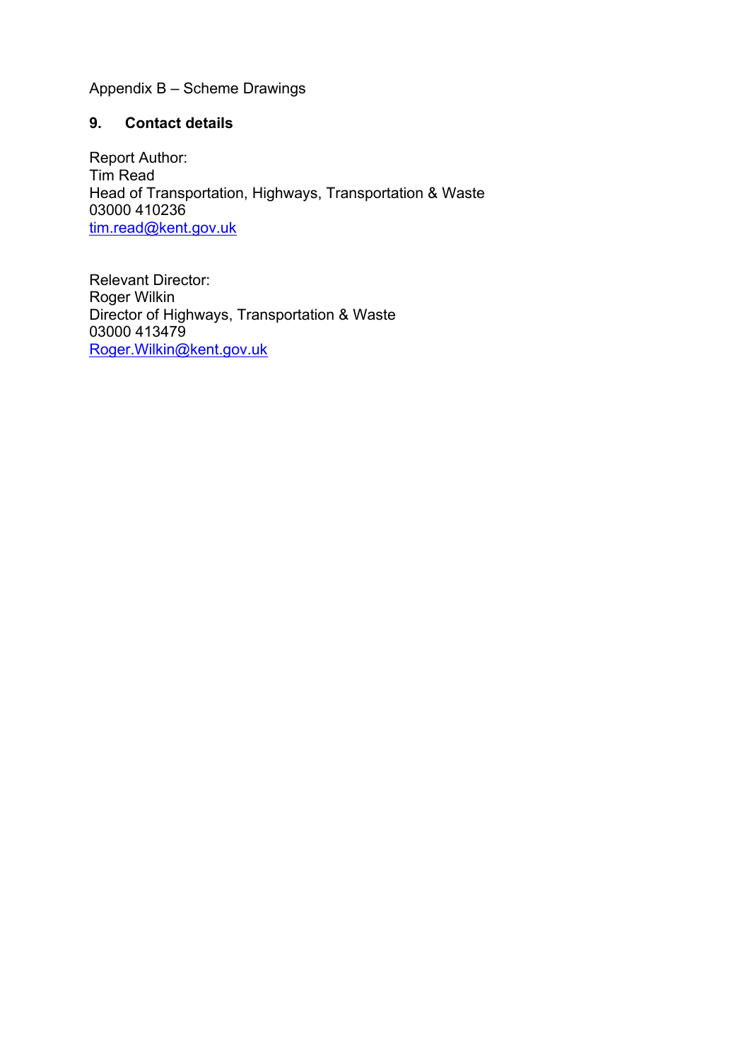Appendix B – Scheme Drawings

## 9. Contact details

Report Author:
Tim Read
Head of Transportation, Highways, Transportation & Waste
03000 410236
tim.read@kent.gov.uk

Relevant Director:
Roger Wilkin
Director of Highways, Transportation & Waste
03000 413479
Roger.Wilkin@kent.gov.uk